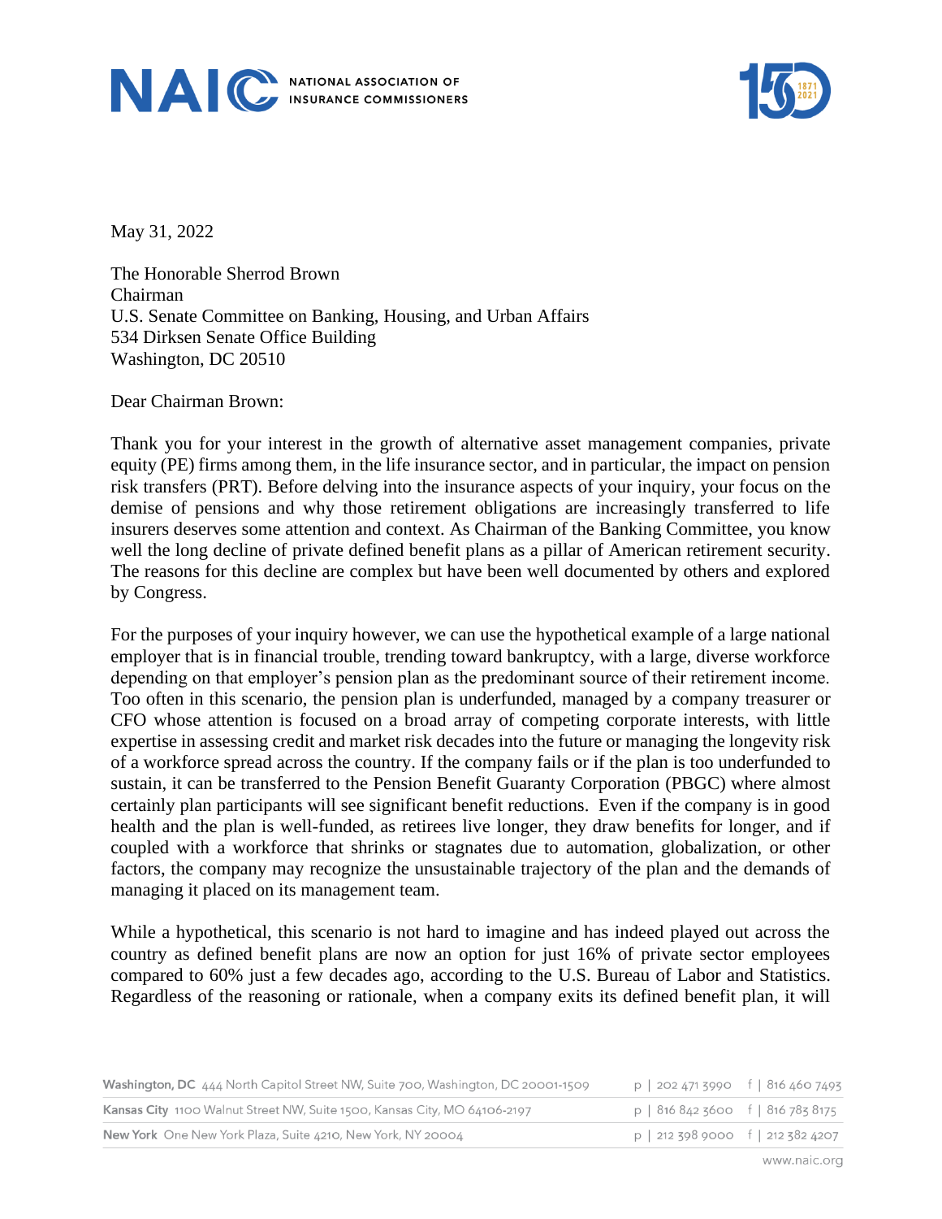May 31, 2022

The Honorable Sherrod Brown
Chairman
U.S. Senate Committee on Banking, Housing, and Urban Affairs
534 Dirksen Senate Office Building
Washington, DC 20510

Dear Chairman Brown:

Thank you for your interest in the growth of alternative asset management companies, private equity (PE) firms among them, in the life insurance sector, and in particular, the impact on pension risk transfers (PRT). Before delving into the insurance aspects of your inquiry, your focus on the demise of pensions and why those retirement obligations are increasingly transferred to life insurers deserves some attention and context. As Chairman of the Banking Committee, you know well the long decline of private defined benefit plans as a pillar of American retirement security. The reasons for this decline are complex but have been well documented by others and explored by Congress.

For the purposes of your inquiry however, we can use the hypothetical example of a large national employer that is in financial trouble, trending toward bankruptcy, with a large, diverse workforce depending on that employer's pension plan as the predominant source of their retirement income. Too often in this scenario, the pension plan is underfunded, managed by a company treasurer or CFO whose attention is focused on a broad array of competing corporate interests, with little expertise in assessing credit and market risk decades into the future or managing the longevity risk of a workforce spread across the country. If the company fails or if the plan is too underfunded to sustain, it can be transferred to the Pension Benefit Guaranty Corporation (PBGC) where almost certainly plan participants will see significant benefit reductions. Even if the company is in good health and the plan is well-funded, as retirees live longer, they draw benefits for longer, and if coupled with a workforce that shrinks or stagnates due to automation, globalization, or other factors, the company may recognize the unsustainable trajectory of the plan and the demands of managing it placed on its management team.

While a hypothetical, this scenario is not hard to imagine and has indeed played out across the country as defined benefit plans are now an option for just 16% of private sector employees compared to 60% just a few decades ago, according to the U.S. Bureau of Labor and Statistics. Regardless of the reasoning or rationale, when a company exits its defined benefit plan, it will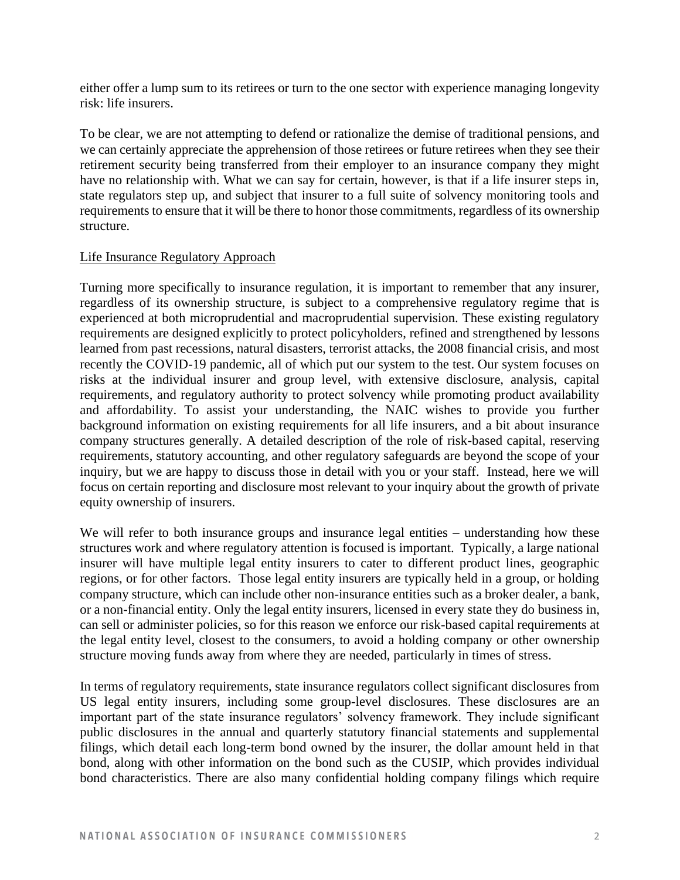either offer a lump sum to its retirees or turn to the one sector with experience managing longevity risk: life insurers.

To be clear, we are not attempting to defend or rationalize the demise of traditional pensions, and we can certainly appreciate the apprehension of those retirees or future retirees when they see their retirement security being transferred from their employer to an insurance company they might have no relationship with. What we can say for certain, however, is that if a life insurer steps in, state regulators step up, and subject that insurer to a full suite of solvency monitoring tools and requirements to ensure that it will be there to honor those commitments, regardless of its ownership structure.

## Life Insurance Regulatory Approach

Turning more specifically to insurance regulation, it is important to remember that any insurer, regardless of its ownership structure, is subject to a comprehensive regulatory regime that is experienced at both microprudential and macroprudential supervision. These existing regulatory requirements are designed explicitly to protect policyholders, refined and strengthened by lessons learned from past recessions, natural disasters, terrorist attacks, the 2008 financial crisis, and most recently the COVID-19 pandemic, all of which put our system to the test. Our system focuses on risks at the individual insurer and group level, with extensive disclosure, analysis, capital requirements, and regulatory authority to protect solvency while promoting product availability and affordability. To assist your understanding, the NAIC wishes to provide you further background information on existing requirements for all life insurers, and a bit about insurance company structures generally. A detailed description of the role of risk-based capital, reserving requirements, statutory accounting, and other regulatory safeguards are beyond the scope of your inquiry, but we are happy to discuss those in detail with you or your staff. Instead, here we will focus on certain reporting and disclosure most relevant to your inquiry about the growth of private equity ownership of insurers.

We will refer to both insurance groups and insurance legal entities – understanding how these structures work and where regulatory attention is focused is important. Typically, a large national insurer will have multiple legal entity insurers to cater to different product lines, geographic regions, or for other factors. Those legal entity insurers are typically held in a group, or holding company structure, which can include other non-insurance entities such as a broker dealer, a bank, or a non-financial entity. Only the legal entity insurers, licensed in every state they do business in, can sell or administer policies, so for this reason we enforce our risk-based capital requirements at the legal entity level, closest to the consumers, to avoid a holding company or other ownership structure moving funds away from where they are needed, particularly in times of stress.

In terms of regulatory requirements, state insurance regulators collect significant disclosures from US legal entity insurers, including some group-level disclosures. These disclosures are an important part of the state insurance regulators' solvency framework. They include significant public disclosures in the annual and quarterly statutory financial statements and supplemental filings, which detail each long-term bond owned by the insurer, the dollar amount held in that bond, along with other information on the bond such as the CUSIP, which provides individual bond characteristics. There are also many confidential holding company filings which require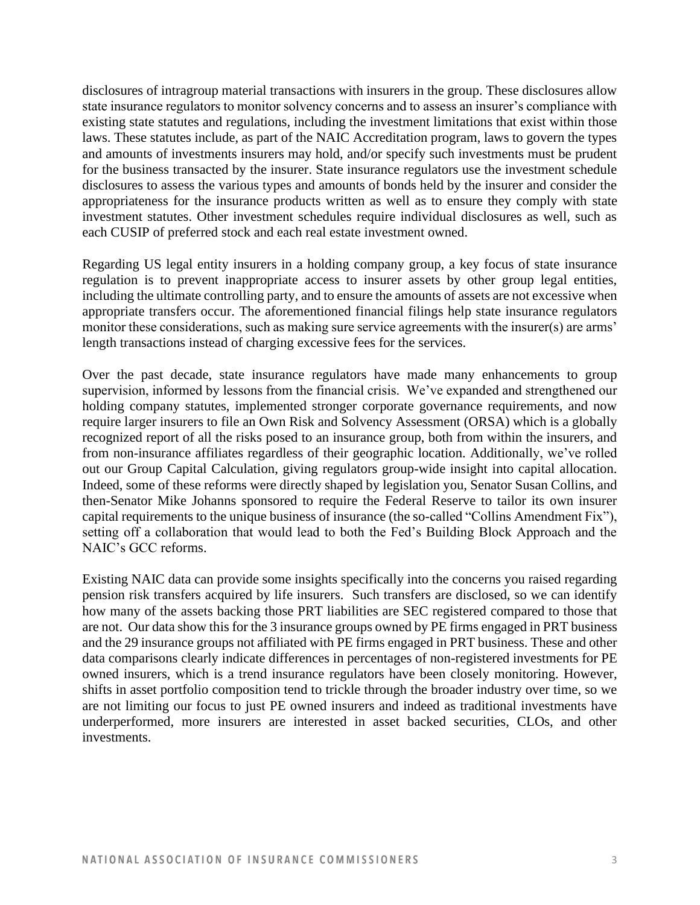disclosures of intragroup material transactions with insurers in the group. These disclosures allow state insurance regulators to monitor solvency concerns and to assess an insurer's compliance with existing state statutes and regulations, including the investment limitations that exist within those laws. These statutes include, as part of the NAIC Accreditation program, laws to govern the types and amounts of investments insurers may hold, and/or specify such investments must be prudent for the business transacted by the insurer. State insurance regulators use the investment schedule disclosures to assess the various types and amounts of bonds held by the insurer and consider the appropriateness for the insurance products written as well as to ensure they comply with state investment statutes. Other investment schedules require individual disclosures as well, such as each CUSIP of preferred stock and each real estate investment owned.

Regarding US legal entity insurers in a holding company group, a key focus of state insurance regulation is to prevent inappropriate access to insurer assets by other group legal entities, including the ultimate controlling party, and to ensure the amounts of assets are not excessive when appropriate transfers occur. The aforementioned financial filings help state insurance regulators monitor these considerations, such as making sure service agreements with the insurer(s) are arms' length transactions instead of charging excessive fees for the services.

Over the past decade, state insurance regulators have made many enhancements to group supervision, informed by lessons from the financial crisis. We've expanded and strengthened our holding company statutes, implemented stronger corporate governance requirements, and now require larger insurers to file an Own Risk and Solvency Assessment (ORSA) which is a globally recognized report of all the risks posed to an insurance group, both from within the insurers, and from non-insurance affiliates regardless of their geographic location. Additionally, we've rolled out our Group Capital Calculation, giving regulators group-wide insight into capital allocation. Indeed, some of these reforms were directly shaped by legislation you, Senator Susan Collins, and then-Senator Mike Johanns sponsored to require the Federal Reserve to tailor its own insurer capital requirements to the unique business of insurance (the so-called "Collins Amendment Fix"), setting off a collaboration that would lead to both the Fed's Building Block Approach and the NAIC's GCC reforms.

Existing NAIC data can provide some insights specifically into the concerns you raised regarding pension risk transfers acquired by life insurers. Such transfers are disclosed, so we can identify how many of the assets backing those PRT liabilities are SEC registered compared to those that are not. Our data show this for the 3 insurance groups owned by PE firms engaged in PRT business and the 29 insurance groups not affiliated with PE firms engaged in PRT business. These and other data comparisons clearly indicate differences in percentages of non-registered investments for PE owned insurers, which is a trend insurance regulators have been closely monitoring. However, shifts in asset portfolio composition tend to trickle through the broader industry over time, so we are not limiting our focus to just PE owned insurers and indeed as traditional investments have underperformed, more insurers are interested in asset backed securities, CLOs, and other investments.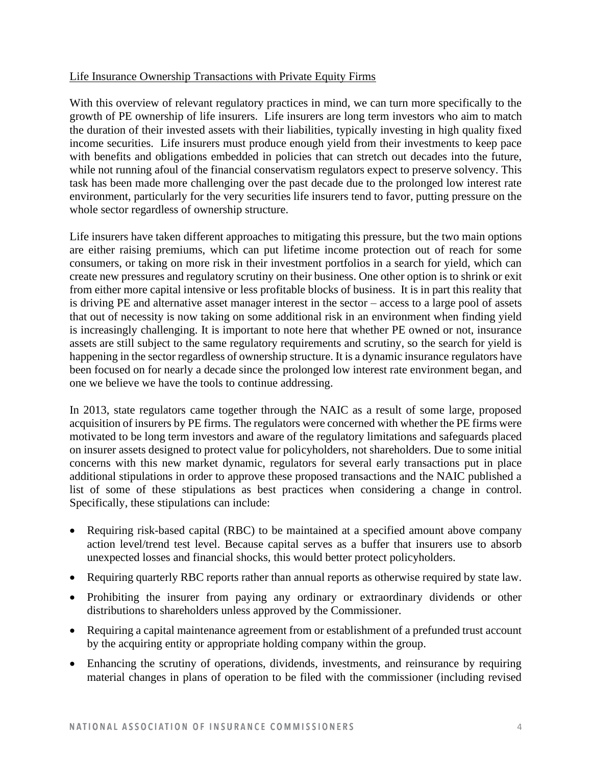<u>Life Insurance Ownership Transactions with Private Equity Firms</u>

With this overview of relevant regulatory practices in mind, we can turn more specifically to the growth of PE ownership of life insurers. Life insurers are long term investors who aim to match the duration of their invested assets with their liabilities, typically investing in high quality fixed income securities. Life insurers must produce enough yield from their investments to keep pace with benefits and obligations embedded in policies that can stretch out decades into the future, while not running afoul of the financial conservatism regulators expect to preserve solvency. This task has been made more challenging over the past decade due to the prolonged low interest rate environment, particularly for the very securities life insurers tend to favor, putting pressure on the whole sector regardless of ownership structure.

Life insurers have taken different approaches to mitigating this pressure, but the two main options are either raising premiums, which can put lifetime income protection out of reach for some consumers, or taking on more risk in their investment portfolios in a search for yield, which can create new pressures and regulatory scrutiny on their business. One other option is to shrink or exit from either more capital intensive or less profitable blocks of business. It is in part this reality that is driving PE and alternative asset manager interest in the sector – access to a large pool of assets that out of necessity is now taking on some additional risk in an environment when finding yield is increasingly challenging. It is important to note here that whether PE owned or not, insurance assets are still subject to the same regulatory requirements and scrutiny, so the search for yield is happening in the sector regardless of ownership structure. It is a dynamic insurance regulators have been focused on for nearly a decade since the prolonged low interest rate environment began, and one we believe we have the tools to continue addressing.

In 2013, state regulators came together through the NAIC as a result of some large, proposed acquisition of insurers by PE firms. The regulators were concerned with whether the PE firms were motivated to be long term investors and aware of the regulatory limitations and safeguards placed on insurer assets designed to protect value for policyholders, not shareholders. Due to some initial concerns with this new market dynamic, regulators for several early transactions put in place additional stipulations in order to approve these proposed transactions and the NAIC published a list of some of these stipulations as best practices when considering a change in control. Specifically, these stipulations can include:

- Requiring risk-based capital (RBC) to be maintained at a specified amount above company action level/trend test level. Because capital serves as a buffer that insurers use to absorb unexpected losses and financial shocks, this would better protect policyholders.
- Requiring quarterly RBC reports rather than annual reports as otherwise required by state law.
- Prohibiting the insurer from paying any ordinary or extraordinary dividends or other distributions to shareholders unless approved by the Commissioner.
- Requiring a capital maintenance agreement from or establishment of a prefunded trust account by the acquiring entity or appropriate holding company within the group.
- Enhancing the scrutiny of operations, dividends, investments, and reinsurance by requiring material changes in plans of operation to be filed with the commissioner (including revised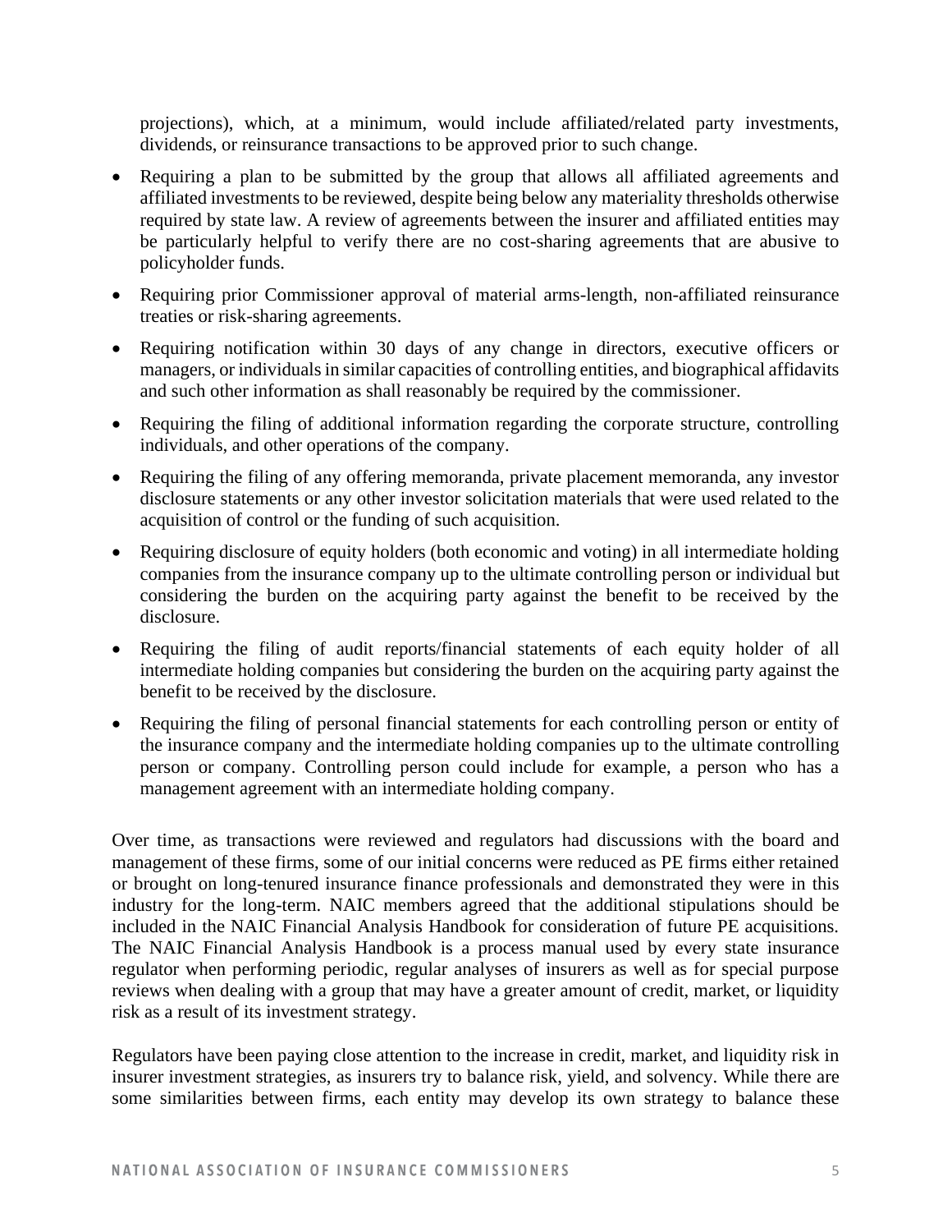projections), which, at a minimum, would include affiliated/related party investments, dividends, or reinsurance transactions to be approved prior to such change.

- Requiring a plan to be submitted by the group that allows all affiliated agreements and affiliated investments to be reviewed, despite being below any materiality thresholds otherwise required by state law. A review of agreements between the insurer and affiliated entities may be particularly helpful to verify there are no cost-sharing agreements that are abusive to policyholder funds.
- Requiring prior Commissioner approval of material arms-length, non-affiliated reinsurance treaties or risk-sharing agreements.
- Requiring notification within 30 days of any change in directors, executive officers or managers, or individuals in similar capacities of controlling entities, and biographical affidavits and such other information as shall reasonably be required by the commissioner.
- Requiring the filing of additional information regarding the corporate structure, controlling individuals, and other operations of the company.
- Requiring the filing of any offering memoranda, private placement memoranda, any investor disclosure statements or any other investor solicitation materials that were used related to the acquisition of control or the funding of such acquisition.
- Requiring disclosure of equity holders (both economic and voting) in all intermediate holding companies from the insurance company up to the ultimate controlling person or individual but considering the burden on the acquiring party against the benefit to be received by the disclosure.
- Requiring the filing of audit reports/financial statements of each equity holder of all intermediate holding companies but considering the burden on the acquiring party against the benefit to be received by the disclosure.
- Requiring the filing of personal financial statements for each controlling person or entity of the insurance company and the intermediate holding companies up to the ultimate controlling person or company. Controlling person could include for example, a person who has a management agreement with an intermediate holding company.

Over time, as transactions were reviewed and regulators had discussions with the board and management of these firms, some of our initial concerns were reduced as PE firms either retained or brought on long-tenured insurance finance professionals and demonstrated they were in this industry for the long-term. NAIC members agreed that the additional stipulations should be included in the NAIC Financial Analysis Handbook for consideration of future PE acquisitions. The NAIC Financial Analysis Handbook is a process manual used by every state insurance regulator when performing periodic, regular analyses of insurers as well as for special purpose reviews when dealing with a group that may have a greater amount of credit, market, or liquidity risk as a result of its investment strategy.

Regulators have been paying close attention to the increase in credit, market, and liquidity risk in insurer investment strategies, as insurers try to balance risk, yield, and solvency. While there are some similarities between firms, each entity may develop its own strategy to balance these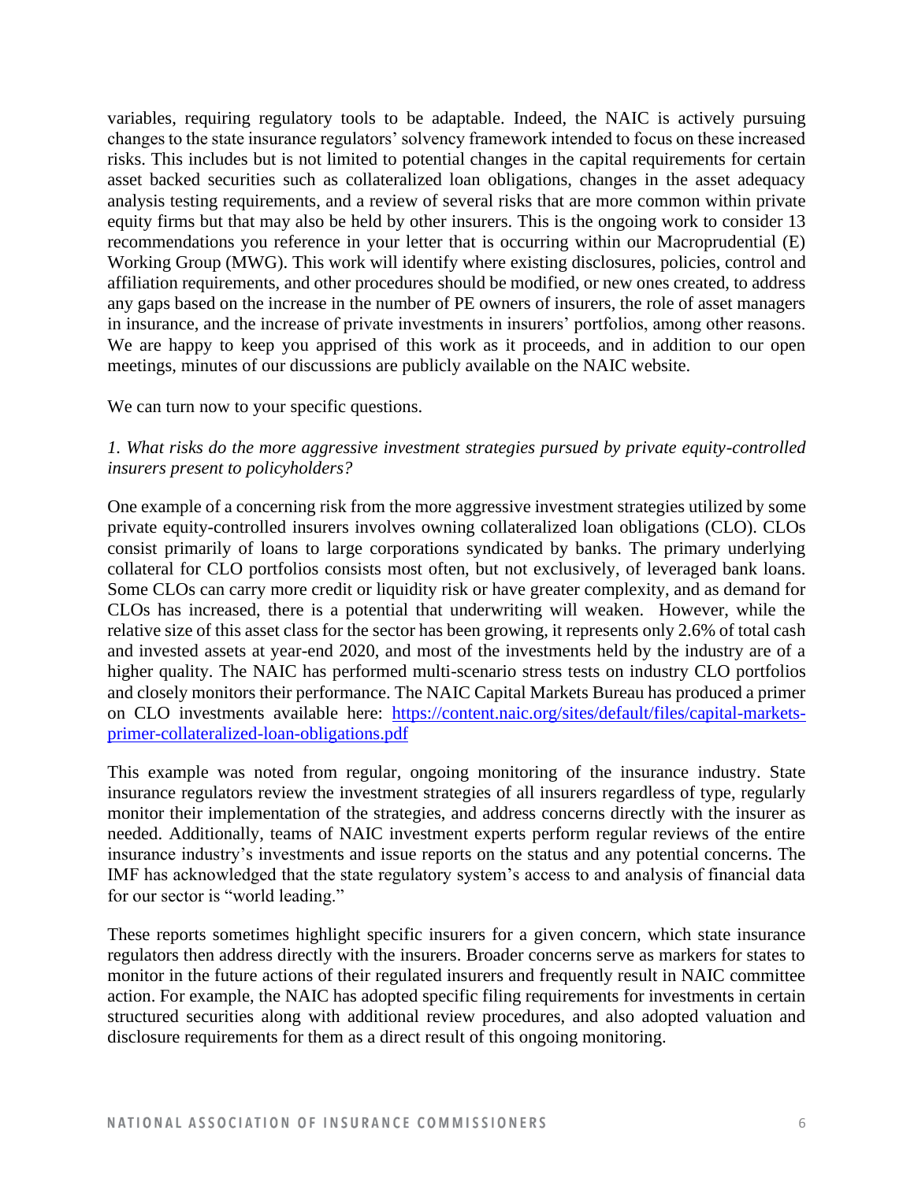variables, requiring regulatory tools to be adaptable. Indeed, the NAIC is actively pursuing changes to the state insurance regulators' solvency framework intended to focus on these increased risks. This includes but is not limited to potential changes in the capital requirements for certain asset backed securities such as collateralized loan obligations, changes in the asset adequacy analysis testing requirements, and a review of several risks that are more common within private equity firms but that may also be held by other insurers. This is the ongoing work to consider 13 recommendations you reference in your letter that is occurring within our Macroprudential (E) Working Group (MWG). This work will identify where existing disclosures, policies, control and affiliation requirements, and other procedures should be modified, or new ones created, to address any gaps based on the increase in the number of PE owners of insurers, the role of asset managers in insurance, and the increase of private investments in insurers' portfolios, among other reasons. We are happy to keep you apprised of this work as it proceeds, and in addition to our open meetings, minutes of our discussions are publicly available on the NAIC website.

We can turn now to your specific questions.

*1. What risks do the more aggressive investment strategies pursued by private equity-controlled insurers present to policyholders?*

One example of a concerning risk from the more aggressive investment strategies utilized by some private equity-controlled insurers involves owning collateralized loan obligations (CLO). CLOs consist primarily of loans to large corporations syndicated by banks. The primary underlying collateral for CLO portfolios consists most often, but not exclusively, of leveraged bank loans. Some CLOs can carry more credit or liquidity risk or have greater complexity, and as demand for CLOs has increased, there is a potential that underwriting will weaken. However, while the relative size of this asset class for the sector has been growing, it represents only 2.6% of total cash and invested assets at year-end 2020, and most of the investments held by the industry are of a higher quality. The NAIC has performed multi-scenario stress tests on industry CLO portfolios and closely monitors their performance. The NAIC Capital Markets Bureau has produced a primer on CLO investments available here: [https://content.naic.org/sites/default/files/capital-markets-primer-collateralized-loan-obligations.pdf](https://content.naic.org/sites/default/files/capital-markets-primer-collateralized-loan-obligations.pdf)

This example was noted from regular, ongoing monitoring of the insurance industry. State insurance regulators review the investment strategies of all insurers regardless of type, regularly monitor their implementation of the strategies, and address concerns directly with the insurer as needed. Additionally, teams of NAIC investment experts perform regular reviews of the entire insurance industry's investments and issue reports on the status and any potential concerns. The IMF has acknowledged that the state regulatory system's access to and analysis of financial data for our sector is "world leading."

These reports sometimes highlight specific insurers for a given concern, which state insurance regulators then address directly with the insurers. Broader concerns serve as markers for states to monitor in the future actions of their regulated insurers and frequently result in NAIC committee action. For example, the NAIC has adopted specific filing requirements for investments in certain structured securities along with additional review procedures, and also adopted valuation and disclosure requirements for them as a direct result of this ongoing monitoring.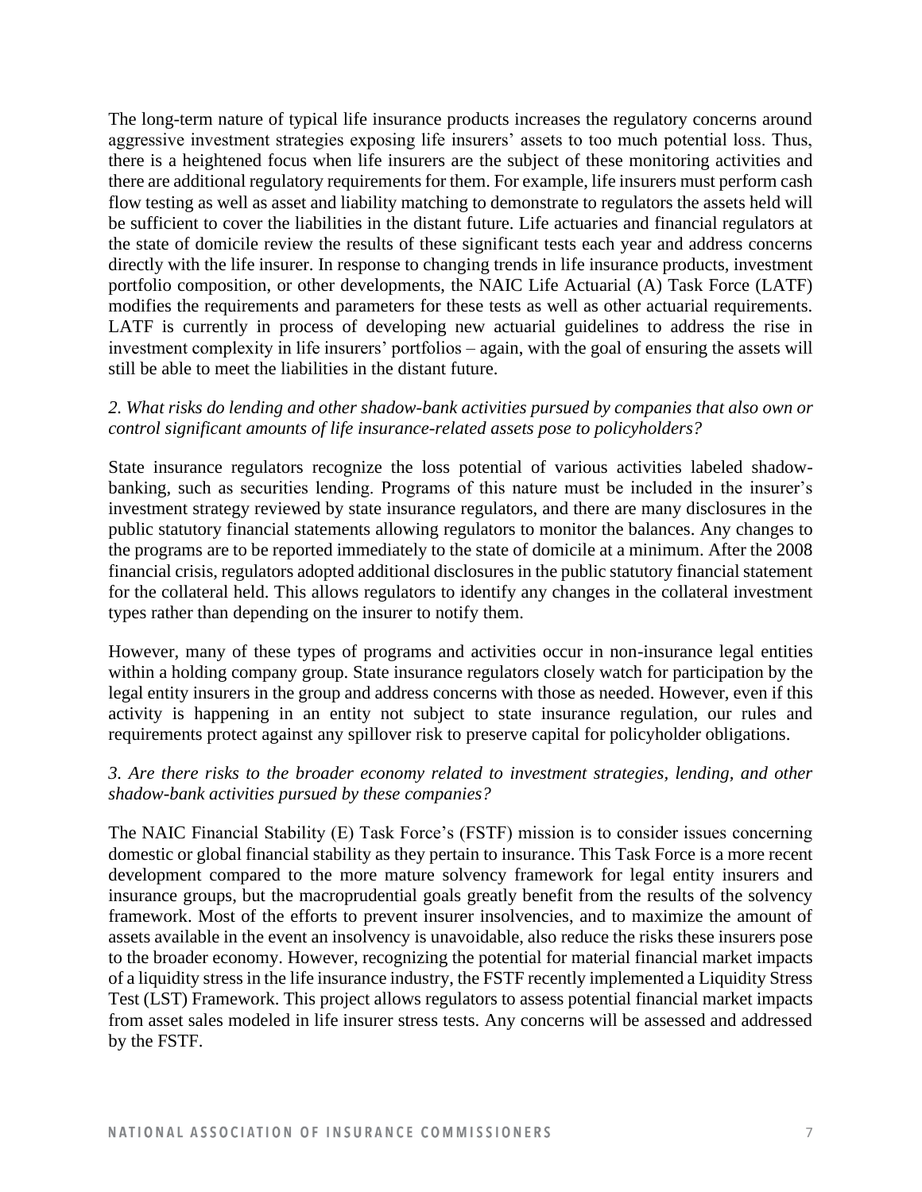The long-term nature of typical life insurance products increases the regulatory concerns around aggressive investment strategies exposing life insurers' assets to too much potential loss. Thus, there is a heightened focus when life insurers are the subject of these monitoring activities and there are additional regulatory requirements for them. For example, life insurers must perform cash flow testing as well as asset and liability matching to demonstrate to regulators the assets held will be sufficient to cover the liabilities in the distant future. Life actuaries and financial regulators at the state of domicile review the results of these significant tests each year and address concerns directly with the life insurer. In response to changing trends in life insurance products, investment portfolio composition, or other developments, the NAIC Life Actuarial (A) Task Force (LATF) modifies the requirements and parameters for these tests as well as other actuarial requirements. LATF is currently in process of developing new actuarial guidelines to address the rise in investment complexity in life insurers' portfolios – again, with the goal of ensuring the assets will still be able to meet the liabilities in the distant future.

*2. What risks do lending and other shadow-bank activities pursued by companies that also own or control significant amounts of life insurance-related assets pose to policyholders?*

State insurance regulators recognize the loss potential of various activities labeled shadow-banking, such as securities lending. Programs of this nature must be included in the insurer's investment strategy reviewed by state insurance regulators, and there are many disclosures in the public statutory financial statements allowing regulators to monitor the balances. Any changes to the programs are to be reported immediately to the state of domicile at a minimum. After the 2008 financial crisis, regulators adopted additional disclosures in the public statutory financial statement for the collateral held. This allows regulators to identify any changes in the collateral investment types rather than depending on the insurer to notify them.

However, many of these types of programs and activities occur in non-insurance legal entities within a holding company group. State insurance regulators closely watch for participation by the legal entity insurers in the group and address concerns with those as needed. However, even if this activity is happening in an entity not subject to state insurance regulation, our rules and requirements protect against any spillover risk to preserve capital for policyholder obligations.

*3. Are there risks to the broader economy related to investment strategies, lending, and other shadow-bank activities pursued by these companies?*

The NAIC Financial Stability (E) Task Force's (FSTF) mission is to consider issues concerning domestic or global financial stability as they pertain to insurance. This Task Force is a more recent development compared to the more mature solvency framework for legal entity insurers and insurance groups, but the macroprudential goals greatly benefit from the results of the solvency framework. Most of the efforts to prevent insurer insolvencies, and to maximize the amount of assets available in the event an insolvency is unavoidable, also reduce the risks these insurers pose to the broader economy. However, recognizing the potential for material financial market impacts of a liquidity stress in the life insurance industry, the FSTF recently implemented a Liquidity Stress Test (LST) Framework. This project allows regulators to assess potential financial market impacts from asset sales modeled in life insurer stress tests. Any concerns will be assessed and addressed by the FSTF.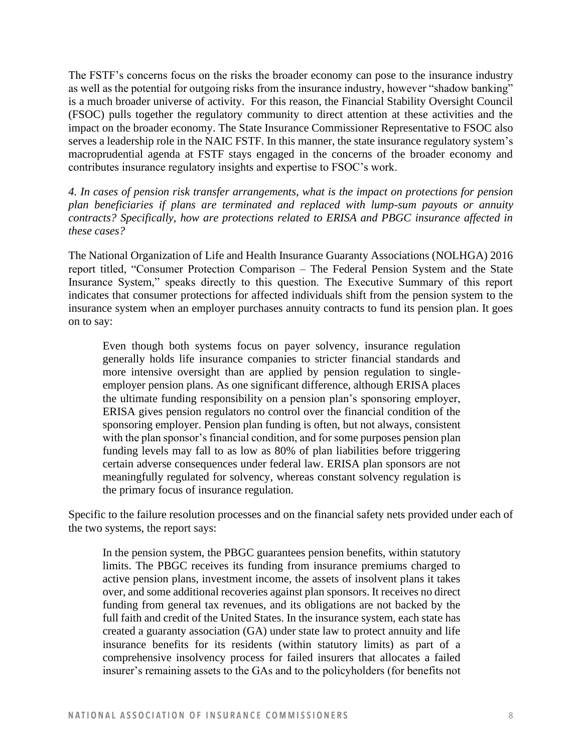The FSTF's concerns focus on the risks the broader economy can pose to the insurance industry as well as the potential for outgoing risks from the insurance industry, however "shadow banking" is a much broader universe of activity. For this reason, the Financial Stability Oversight Council (FSOC) pulls together the regulatory community to direct attention at these activities and the impact on the broader economy. The State Insurance Commissioner Representative to FSOC also serves a leadership role in the NAIC FSTF. In this manner, the state insurance regulatory system's macroprudential agenda at FSTF stays engaged in the concerns of the broader economy and contributes insurance regulatory insights and expertise to FSOC's work.

*4. In cases of pension risk transfer arrangements, what is the impact on protections for pension plan beneficiaries if plans are terminated and replaced with lump-sum payouts or annuity contracts? Specifically, how are protections related to ERISA and PBGC insurance affected in these cases?*

The National Organization of Life and Health Insurance Guaranty Associations (NOLHGA) 2016 report titled, "Consumer Protection Comparison – The Federal Pension System and the State Insurance System," speaks directly to this question. The Executive Summary of this report indicates that consumer protections for affected individuals shift from the pension system to the insurance system when an employer purchases annuity contracts to fund its pension plan. It goes on to say:

> Even though both systems focus on payer solvency, insurance regulation generally holds life insurance companies to stricter financial standards and more intensive oversight than are applied by pension regulation to single-employer pension plans. As one significant difference, although ERISA places the ultimate funding responsibility on a pension plan's sponsoring employer, ERISA gives pension regulators no control over the financial condition of the sponsoring employer. Pension plan funding is often, but not always, consistent with the plan sponsor's financial condition, and for some purposes pension plan funding levels may fall to as low as 80% of plan liabilities before triggering certain adverse consequences under federal law. ERISA plan sponsors are not meaningfully regulated for solvency, whereas constant solvency regulation is the primary focus of insurance regulation.

Specific to the failure resolution processes and on the financial safety nets provided under each of the two systems, the report says:

> In the pension system, the PBGC guarantees pension benefits, within statutory limits. The PBGC receives its funding from insurance premiums charged to active pension plans, investment income, the assets of insolvent plans it takes over, and some additional recoveries against plan sponsors. It receives no direct funding from general tax revenues, and its obligations are not backed by the full faith and credit of the United States. In the insurance system, each state has created a guaranty association (GA) under state law to protect annuity and life insurance benefits for its residents (within statutory limits) as part of a comprehensive insolvency process for failed insurers that allocates a failed insurer's remaining assets to the GAs and to the policyholders (for benefits not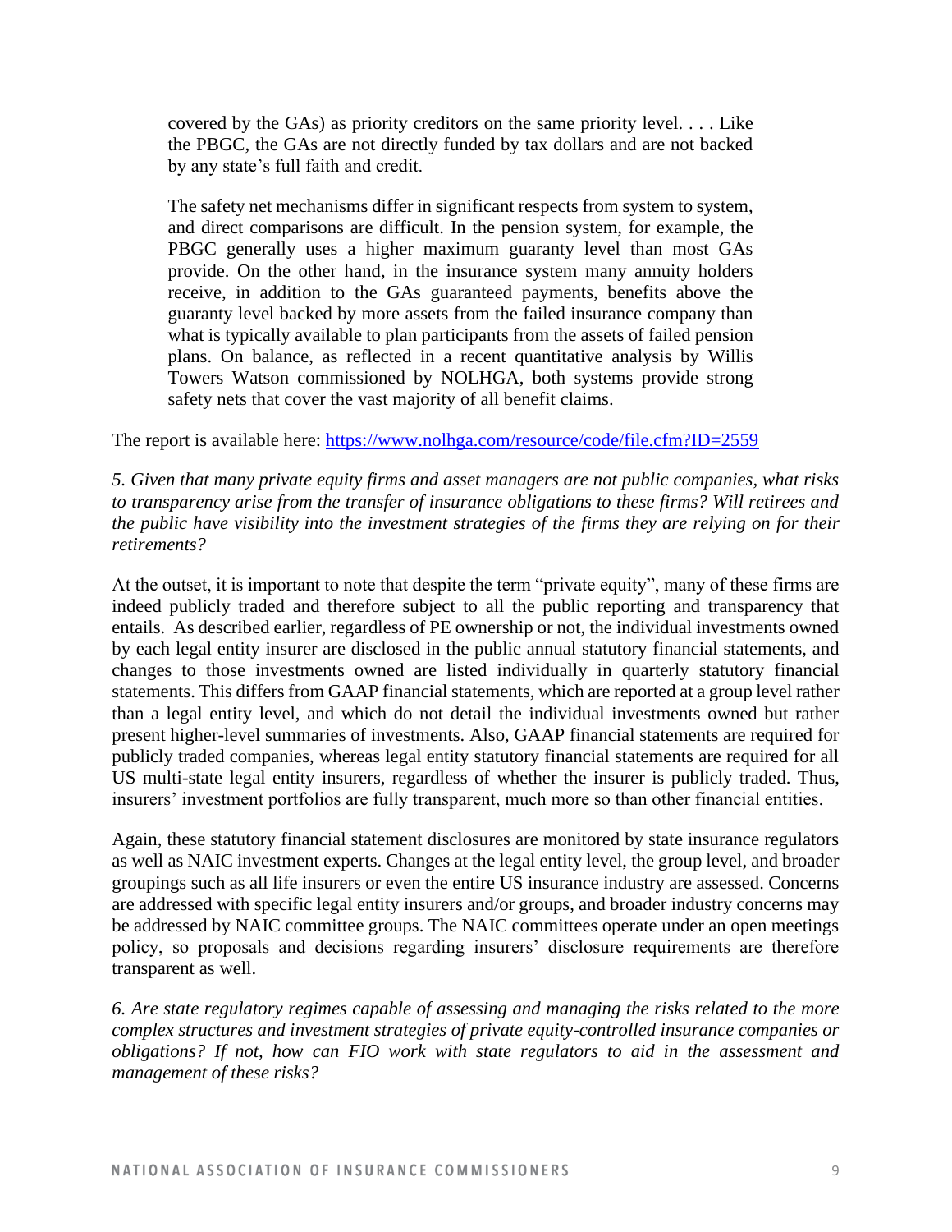> covered by the GAs) as priority creditors on the same priority level. . . . Like the PBGC, the GAs are not directly funded by tax dollars and are not backed by any state's full faith and credit.
>
> The safety net mechanisms differ in significant respects from system to system, and direct comparisons are difficult. In the pension system, for example, the PBGC generally uses a higher maximum guaranty level than most GAs provide. On the other hand, in the insurance system many annuity holders receive, in addition to the GAs guaranteed payments, benefits above the guaranty level backed by more assets from the failed insurance company than what is typically available to plan participants from the assets of failed pension plans. On balance, as reflected in a recent quantitative analysis by Willis Towers Watson commissioned by NOLHGA, both systems provide strong safety nets that cover the vast majority of all benefit claims.

The report is available here: https://www.nolhga.com/resource/code/file.cfm?ID=2559

*5. Given that many private equity firms and asset managers are not public companies, what risks to transparency arise from the transfer of insurance obligations to these firms? Will retirees and the public have visibility into the investment strategies of the firms they are relying on for their retirements?*

At the outset, it is important to note that despite the term "private equity", many of these firms are indeed publicly traded and therefore subject to all the public reporting and transparency that entails. As described earlier, regardless of PE ownership or not, the individual investments owned by each legal entity insurer are disclosed in the public annual statutory financial statements, and changes to those investments owned are listed individually in quarterly statutory financial statements. This differs from GAAP financial statements, which are reported at a group level rather than a legal entity level, and which do not detail the individual investments owned but rather present higher-level summaries of investments. Also, GAAP financial statements are required for publicly traded companies, whereas legal entity statutory financial statements are required for all US multi-state legal entity insurers, regardless of whether the insurer is publicly traded. Thus, insurers' investment portfolios are fully transparent, much more so than other financial entities.

Again, these statutory financial statement disclosures are monitored by state insurance regulators as well as NAIC investment experts. Changes at the legal entity level, the group level, and broader groupings such as all life insurers or even the entire US insurance industry are assessed. Concerns are addressed with specific legal entity insurers and/or groups, and broader industry concerns may be addressed by NAIC committee groups. The NAIC committees operate under an open meetings policy, so proposals and decisions regarding insurers' disclosure requirements are therefore transparent as well.

*6. Are state regulatory regimes capable of assessing and managing the risks related to the more complex structures and investment strategies of private equity-controlled insurance companies or obligations? If not, how can FIO work with state regulators to aid in the assessment and management of these risks?*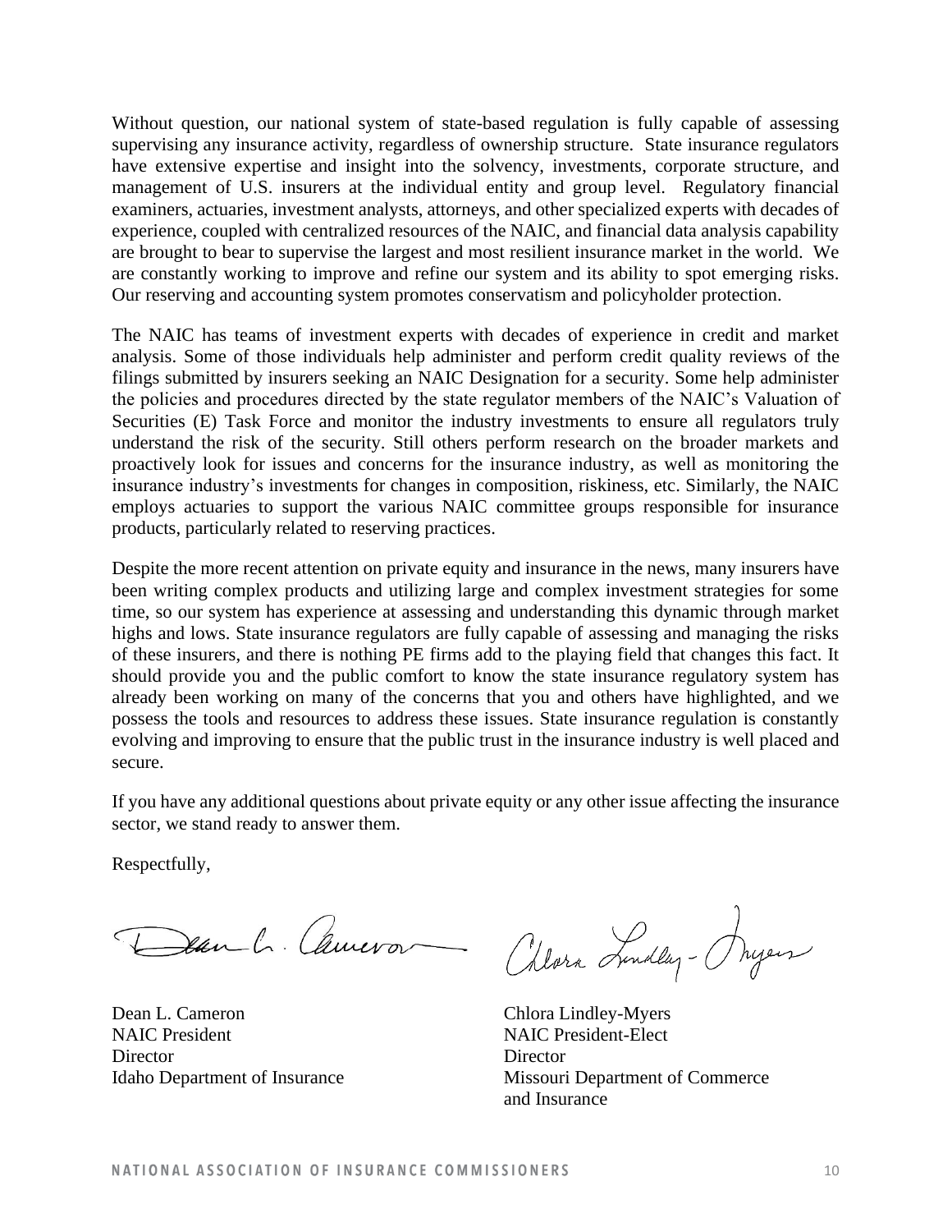Without question, our national system of state-based regulation is fully capable of assessing supervising any insurance activity, regardless of ownership structure. State insurance regulators have extensive expertise and insight into the solvency, investments, corporate structure, and management of U.S. insurers at the individual entity and group level. Regulatory financial examiners, actuaries, investment analysts, attorneys, and other specialized experts with decades of experience, coupled with centralized resources of the NAIC, and financial data analysis capability are brought to bear to supervise the largest and most resilient insurance market in the world. We are constantly working to improve and refine our system and its ability to spot emerging risks. Our reserving and accounting system promotes conservatism and policyholder protection.

The NAIC has teams of investment experts with decades of experience in credit and market analysis. Some of those individuals help administer and perform credit quality reviews of the filings submitted by insurers seeking an NAIC Designation for a security. Some help administer the policies and procedures directed by the state regulator members of the NAIC's Valuation of Securities (E) Task Force and monitor the industry investments to ensure all regulators truly understand the risk of the security. Still others perform research on the broader markets and proactively look for issues and concerns for the insurance industry, as well as monitoring the insurance industry's investments for changes in composition, riskiness, etc. Similarly, the NAIC employs actuaries to support the various NAIC committee groups responsible for insurance products, particularly related to reserving practices.

Despite the more recent attention on private equity and insurance in the news, many insurers have been writing complex products and utilizing large and complex investment strategies for some time, so our system has experience at assessing and understanding this dynamic through market highs and lows. State insurance regulators are fully capable of assessing and managing the risks of these insurers, and there is nothing PE firms add to the playing field that changes this fact. It should provide you and the public comfort to know the state insurance regulatory system has already been working on many of the concerns that you and others have highlighted, and we possess the tools and resources to address these issues. State insurance regulation is constantly evolving and improving to ensure that the public trust in the insurance industry is well placed and secure.

If you have any additional questions about private equity or any other issue affecting the insurance sector, we stand ready to answer them.

Respectfully,

Dean L. Cameron
NAIC President
Director
Idaho Department of Insurance

Chlora Lindley-Myers
NAIC President-Elect
Director
Missouri Department of Commerce and Insurance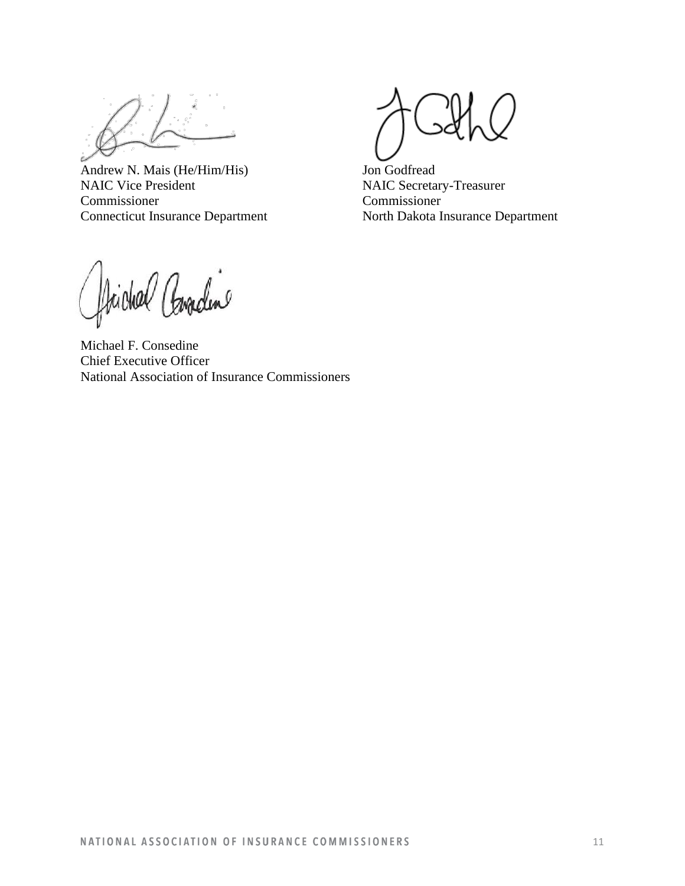Andrew N. Mais (He/Him/His)
NAIC Vice President
Commissioner
Connecticut Insurance Department

Jon Godfread
NAIC Secretary-Treasurer
Commissioner
North Dakota Insurance Department

Michael F. Consedine
Chief Executive Officer
National Association of Insurance Commissioners